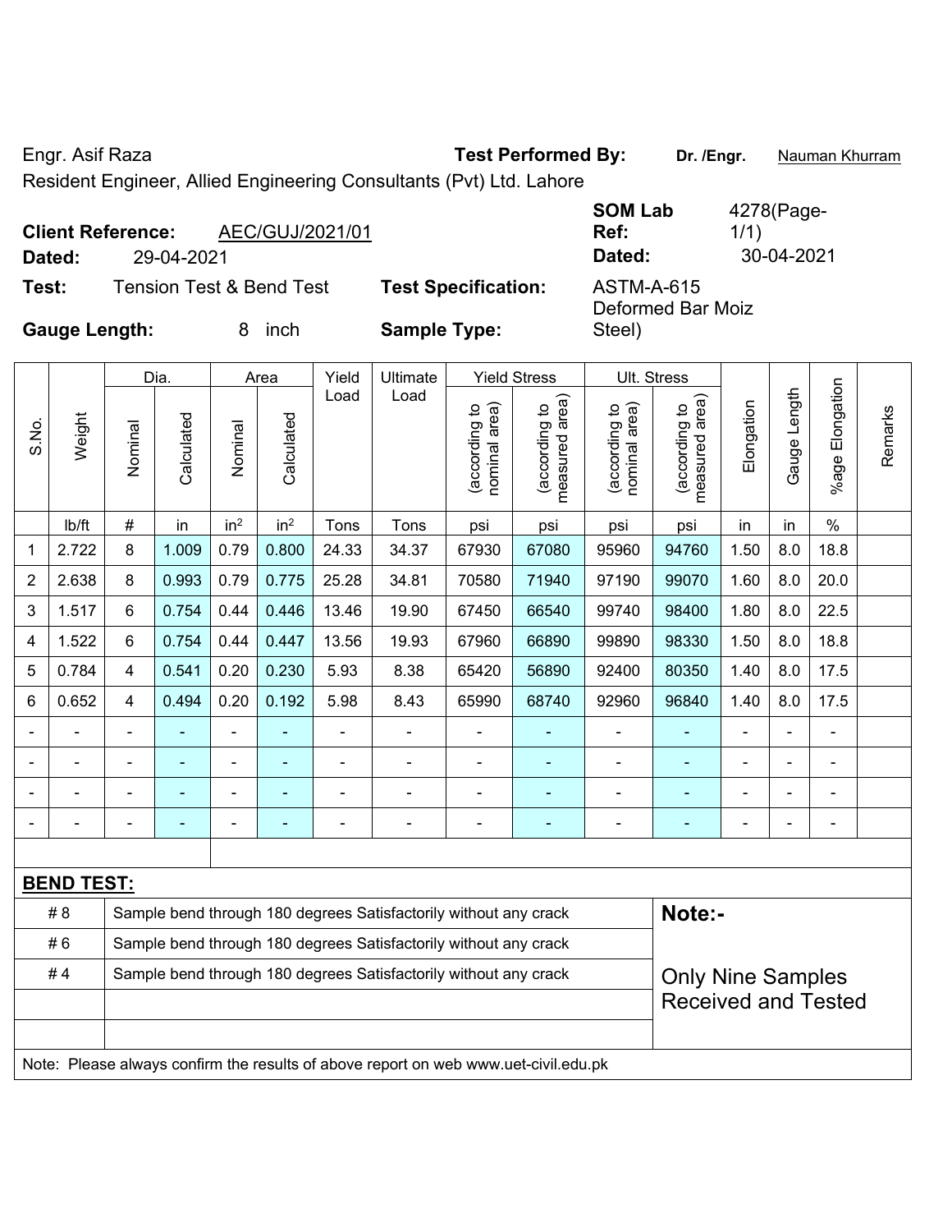Engr. Asif Raza **Test Performed By:** **Dr. /Engr.** Nauman Khurram

Resident Engineer, Allied Engineering Consultants (Pvt) Ltd. Lahore

**Client Reference:** AEC/GUJ/2021/01 **SOM Lab Ref:** 4278(Page-1/1)

**Dated:** 29-04-2021 **Dated:** 30-04-2021

**Test:** Tension Test & Bend Test **Test Specification:** ASTM-A-615

**Gauge Length:** 8 inch **Sample Type:** Deformed Bar Moiz Steel)

| S.No. | Weight | Dia. | | Area | | Yield Load | Ultimate Load | Yield Stress | | Ult. Stress | | Elongation | Gauge Length | %age Elongation | Remarks |
|---|---|---|---|---|---|---|---|---|---|---|---|---|---|---|---|
| | | Nominal | Calculated | Nominal | Calculated | | | (according to nominal area) | (according to measured area) | (according to nominal area) | (according to measured area) | | | | |
| | lb/ft | # | in | in² | in² | Tons | Tons | psi | psi | psi | psi | in | in | % | |
| 1 | 2.722 | 8 | 1.009 | 0.79 | 0.800 | 24.33 | 34.37 | 67930 | 67080 | 95960 | 94760 | 1.50 | 8.0 | 18.8 | |
| 2 | 2.638 | 8 | 0.993 | 0.79 | 0.775 | 25.28 | 34.81 | 70580 | 71940 | 97190 | 99070 | 1.60 | 8.0 | 20.0 | |
| 3 | 1.517 | 6 | 0.754 | 0.44 | 0.446 | 13.46 | 19.90 | 67450 | 66540 | 99740 | 98400 | 1.80 | 8.0 | 22.5 | |
| 4 | 1.522 | 6 | 0.754 | 0.44 | 0.447 | 13.56 | 19.93 | 67960 | 66890 | 99890 | 98330 | 1.50 | 8.0 | 18.8 | |
| 5 | 0.784 | 4 | 0.541 | 0.20 | 0.230 | 5.93 | 8.38 | 65420 | 56890 | 92400 | 80350 | 1.40 | 8.0 | 17.5 | |
| 6 | 0.652 | 4 | 0.494 | 0.20 | 0.192 | 5.98 | 8.43 | 65990 | 68740 | 92960 | 96840 | 1.40 | 8.0 | 17.5 | |
| - | - | - | - | - | - | - | - | - | - | - | - | - | - | - | |
| - | - | - | - | - | - | - | - | - | - | - | - | - | - | - | |
| - | - | - | - | - | - | - | - | - | - | - | - | - | - | - | |
| - | - | - | - | - | - | - | - | - | - | - | - | - | - | - | |

**BEND TEST:**

| | | |
|---|---|---|
| # 8 | Sample bend through 180 degrees Satisfactorily without any crack | **Note:-** |
| # 6 | Sample bend through 180 degrees Satisfactorily without any crack | |
| # 4 | Sample bend through 180 degrees Satisfactorily without any crack | Only Nine Samples Received and Tested |
| | | |
| | | |

Note: Please always confirm the results of above report on web www.uet-civil.edu.pk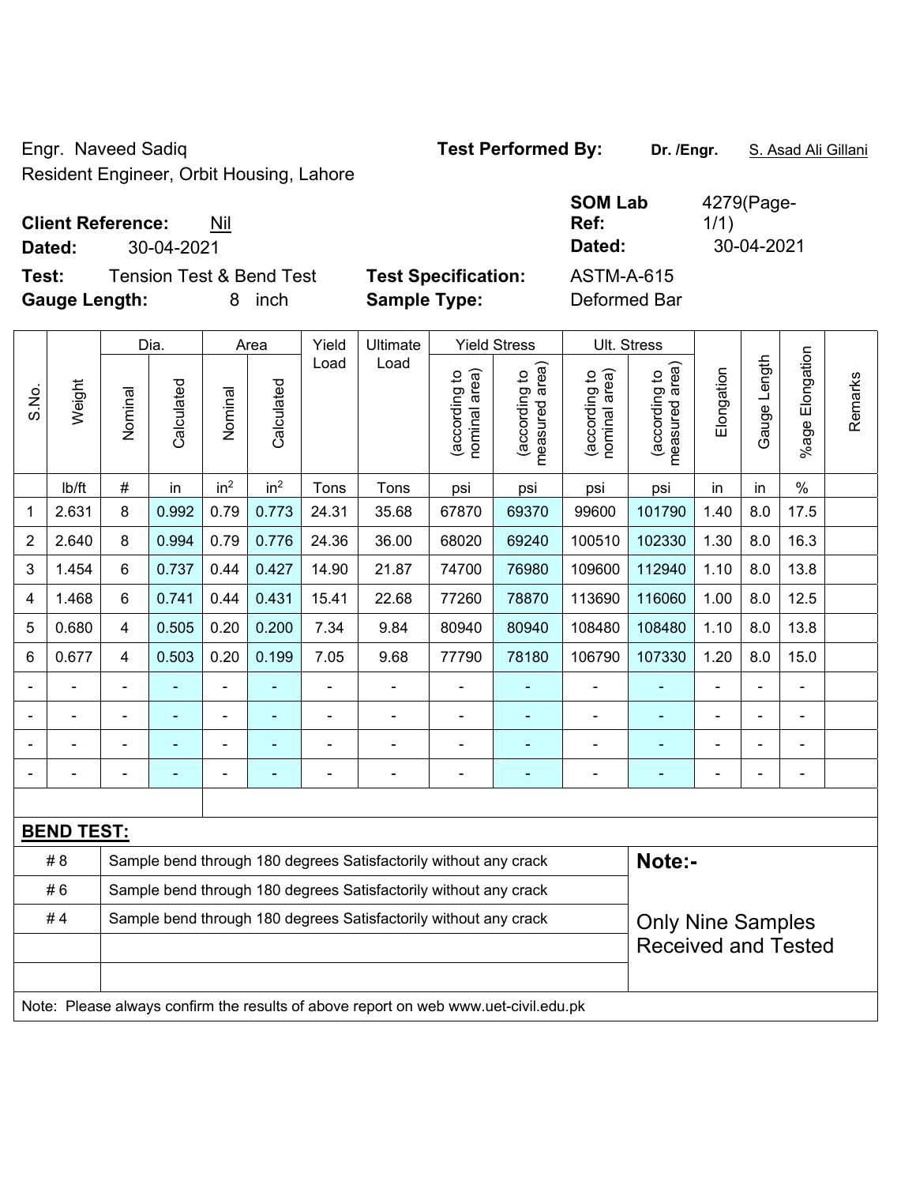Engr. Naveed Sadiq
Resident Engineer, Orbit Housing, Lahore

**Test Performed By:** Dr. /Engr. S. Asad Ali Gillani

**Client Reference:** Nil
**Dated:** 30-04-2021

**SOM Lab Ref:** 4279(Page-1/1)
**Dated:** 30-04-2021

**Test:** Tension Test & Bend Test
**Gauge Length:** 8 inch

**Test Specification:** ASTM-A-615
**Sample Type:** Deformed Bar

| S.No. | Weight | Dia. | | Area | | Yield Load | Ultimate Load | Yield Stress | | Ult. Stress | | Elongation | Gauge Length | %age Elongation | Remarks |
|---|---|---|---|---|---|---|---|---|---|---|---|---|---|---|---|
| | | Nominal | Calculated | Nominal | Calculated | | | (according to nominal area) | (according to measured area) | (according to nominal area) | (according to measured area) | | | | |
| | lb/ft | # | in | $in^2$ | $in^2$ | Tons | Tons | psi | psi | psi | psi | in | in | % | |
| 1 | 2.631 | 8 | 0.992 | 0.79 | 0.773 | 24.31 | 35.68 | 67870 | 69370 | 99600 | 101790 | 1.40 | 8.0 | 17.5 | |
| 2 | 2.640 | 8 | 0.994 | 0.79 | 0.776 | 24.36 | 36.00 | 68020 | 69240 | 100510 | 102330 | 1.30 | 8.0 | 16.3 | |
| 3 | 1.454 | 6 | 0.737 | 0.44 | 0.427 | 14.90 | 21.87 | 74700 | 76980 | 109600 | 112940 | 1.10 | 8.0 | 13.8 | |
| 4 | 1.468 | 6 | 0.741 | 0.44 | 0.431 | 15.41 | 22.68 | 77260 | 78870 | 113690 | 116060 | 1.00 | 8.0 | 12.5 | |
| 5 | 0.680 | 4 | 0.505 | 0.20 | 0.200 | 7.34 | 9.84 | 80940 | 80940 | 108480 | 108480 | 1.10 | 8.0 | 13.8 | |
| 6 | 0.677 | 4 | 0.503 | 0.20 | 0.199 | 7.05 | 9.68 | 77790 | 78180 | 106790 | 107330 | 1.20 | 8.0 | 15.0 | |
| - | - | - | - | - | - | - | - | - | - | - | - | - | - | - | |
| - | - | - | - | - | - | - | - | - | - | - | - | - | - | - | |
| - | - | - | - | - | - | - | - | - | - | - | - | - | - | - | |
| - | - | - | - | - | - | - | - | - | - | - | - | - | - | - | |

**BEND TEST:**

| | | |
|---|---|---|
| # 8 | Sample bend through 180 degrees Satisfactorily without any crack | **Note:-** |
| # 6 | Sample bend through 180 degrees Satisfactorily without any crack | |
| # 4 | Sample bend through 180 degrees Satisfactorily without any crack | Only Nine Samples Received and Tested |

Note: Please always confirm the results of above report on web www.uet-civil.edu.pk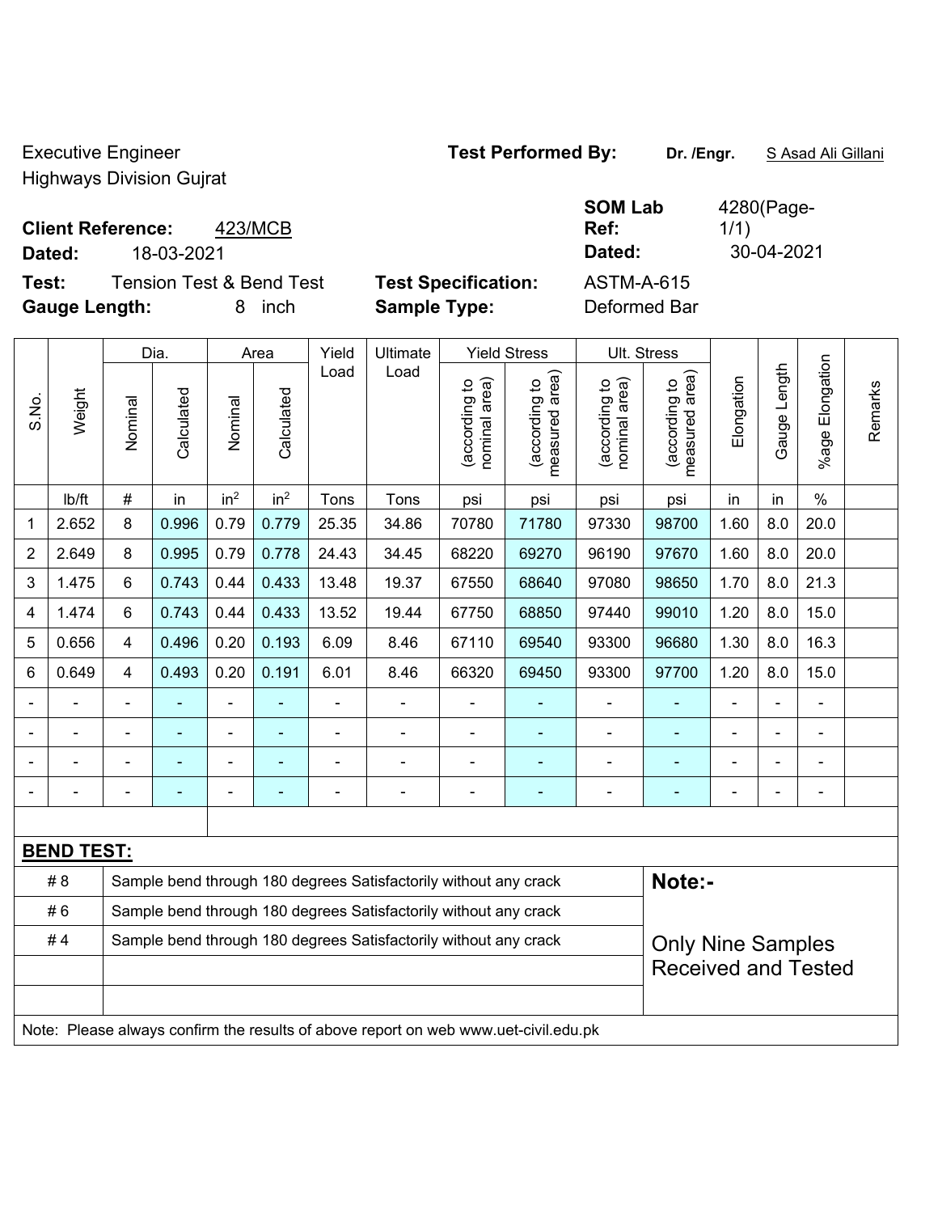Executive Engineer
Highways Division Gujrat

**Test Performed By:** **Dr. /Engr.** S Asad Ali Gillani

**Client Reference:** 423/MCB

**Dated:** 18-03-2021

**SOM Lab Ref:** 4280(Page-1/1)

**Dated:** 30-04-2021

**Test:** Tension Test & Bend Test

**Test Specification:** ASTM-A-615

**Gauge Length:** 8 inch

**Sample Type:** Deformed Bar

| S.No. | Weight | Dia. | | Area | | Yield Load | Ultimate Load | Yield Stress | | Ult. Stress | | Elongation | Gauge Length | %age Elongation | Remarks |
|---|---|---|---|---|---|---|---|---|---|---|---|---|---|---|---|
| | | Nominal | Calculated | Nominal | Calculated | | | (according to nominal area) | (according to measured area) | (according to nominal area) | (according to measured area) | | | | |
| | lb/ft | # | in | $in^2$ | $in^2$ | Tons | Tons | psi | psi | psi | psi | in | in | % | |
| 1 | 2.652 | 8 | 0.996 | 0.79 | 0.779 | 25.35 | 34.86 | 70780 | 71780 | 97330 | 98700 | 1.60 | 8.0 | 20.0 | |
| 2 | 2.649 | 8 | 0.995 | 0.79 | 0.778 | 24.43 | 34.45 | 68220 | 69270 | 96190 | 97670 | 1.60 | 8.0 | 20.0 | |
| 3 | 1.475 | 6 | 0.743 | 0.44 | 0.433 | 13.48 | 19.37 | 67550 | 68640 | 97080 | 98650 | 1.70 | 8.0 | 21.3 | |
| 4 | 1.474 | 6 | 0.743 | 0.44 | 0.433 | 13.52 | 19.44 | 67750 | 68850 | 97440 | 99010 | 1.20 | 8.0 | 15.0 | |
| 5 | 0.656 | 4 | 0.496 | 0.20 | 0.193 | 6.09 | 8.46 | 67110 | 69540 | 93300 | 96680 | 1.30 | 8.0 | 16.3 | |
| 6 | 0.649 | 4 | 0.493 | 0.20 | 0.191 | 6.01 | 8.46 | 66320 | 69450 | 93300 | 97700 | 1.20 | 8.0 | 15.0 | |
| - | - | - | - | - | - | - | - | - | - | - | - | - | - | - | |
| - | - | - | - | - | - | - | - | - | - | - | - | - | - | - | |
| - | - | - | - | - | - | - | - | - | - | - | - | - | - | - | |
| - | - | - | - | - | - | - | - | - | - | - | - | - | - | - | |

**BEND TEST:**

| | | |
|---|---|---|
| # 8 | Sample bend through 180 degrees Satisfactorily without any crack | **Note:-** |
| # 6 | Sample bend through 180 degrees Satisfactorily without any crack | |
| # 4 | Sample bend through 180 degrees Satisfactorily without any crack | Only Nine Samples Received and Tested |

Note: Please always confirm the results of above report on web www.uet-civil.edu.pk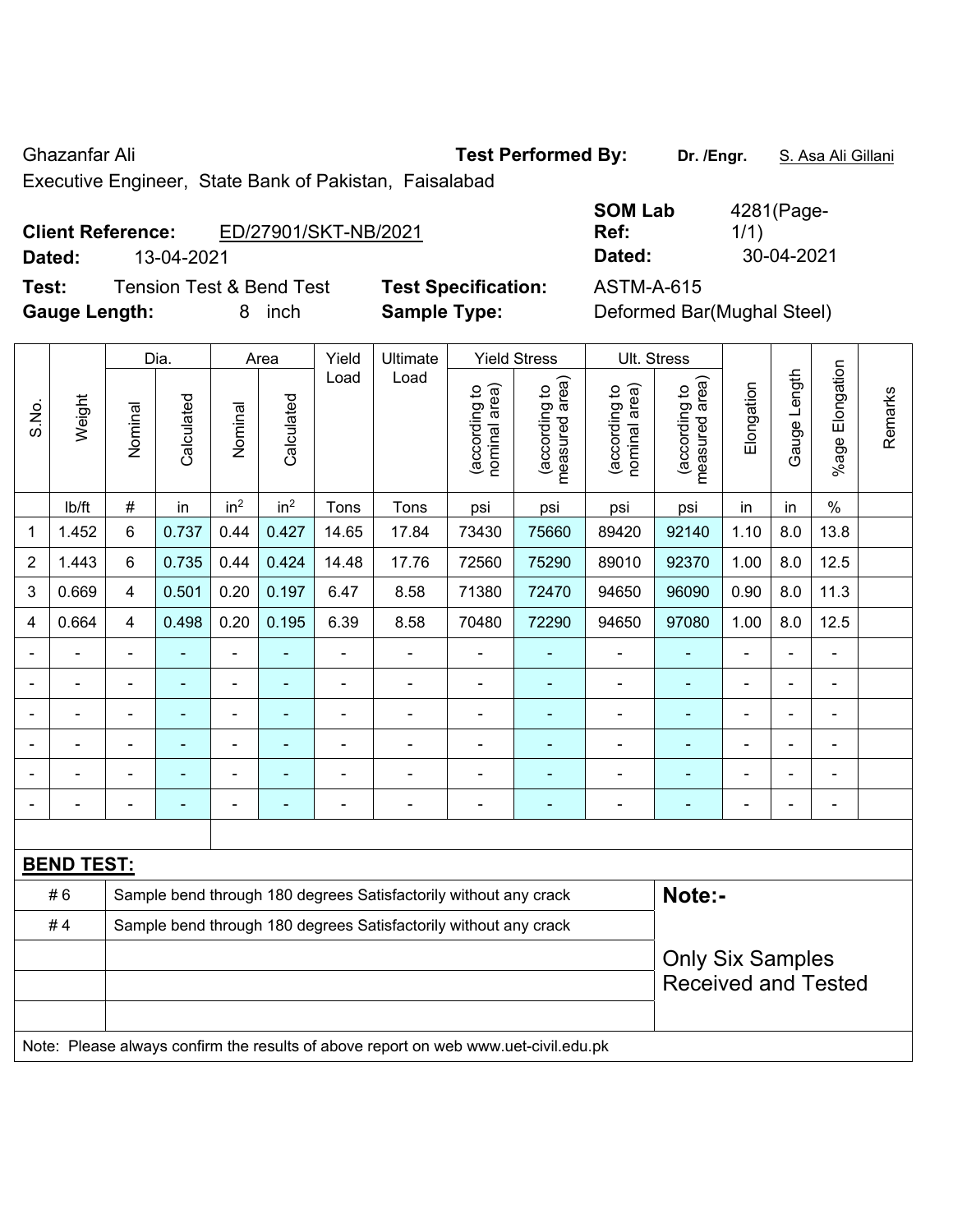Ghazanfar Ali **Test Performed By:** **Dr. /Engr.** S. Asa Ali Gillani

Executive Engineer, State Bank of Pakistan, Faisalabad

**Client Reference:** ED/27901/SKT-NB/2021 **SOM Lab Ref:** 4281(Page-1/1)

**Dated:** 13-04-2021 **Dated:** 30-04-2021

**Test:** Tension Test & Bend Test **Test Specification:** ASTM-A-615

**Gauge Length:** 8 inch **Sample Type:** Deformed Bar(Mughal Steel)

| S.No. | Weight | Dia. | | Area | | Yield Load | Ultimate Load | Yield Stress | | Ult. Stress | | Elongation | Gauge Length | %age Elongation | Remarks |
|---|---|---|---|---|---|---|---|---|---|---|---|---|---|---|---|
| | | Nominal | Calculated | Nominal | Calculated | | | (according to nominal area) | (according to measured area) | (according to nominal area) | (according to measured area) | | | | |
| | lb/ft | # | in | $in^2$ | $in^2$ | Tons | Tons | psi | psi | psi | psi | in | in | % | |
| 1 | 1.452 | 6 | 0.737 | 0.44 | 0.427 | 14.65 | 17.84 | 73430 | 75660 | 89420 | 92140 | 1.10 | 8.0 | 13.8 | |
| 2 | 1.443 | 6 | 0.735 | 0.44 | 0.424 | 14.48 | 17.76 | 72560 | 75290 | 89010 | 92370 | 1.00 | 8.0 | 12.5 | |
| 3 | 0.669 | 4 | 0.501 | 0.20 | 0.197 | 6.47 | 8.58 | 71380 | 72470 | 94650 | 96090 | 0.90 | 8.0 | 11.3 | |
| 4 | 0.664 | 4 | 0.498 | 0.20 | 0.195 | 6.39 | 8.58 | 70480 | 72290 | 94650 | 97080 | 1.00 | 8.0 | 12.5 | |
| - | - | - | - | - | - | - | - | - | - | - | - | - | - | - | |
| - | - | - | - | - | - | - | - | - | - | - | - | - | - | - | |
| - | - | - | - | - | - | - | - | - | - | - | - | - | - | - | |
| - | - | - | - | - | - | - | - | - | - | - | - | - | - | - | |
| - | - | - | - | - | - | - | - | - | - | - | - | - | - | - | |
| - | - | - | - | - | - | - | - | - | - | - | - | - | - | - | |

**BEND TEST:**

| | | |
|---|---|---|
| # 6 | Sample bend through 180 degrees Satisfactorily without any crack | **Note:-** |
| # 4 | Sample bend through 180 degrees Satisfactorily without any crack | Only Six Samples Received and Tested |

Note: Please always confirm the results of above report on web www.uet-civil.edu.pk